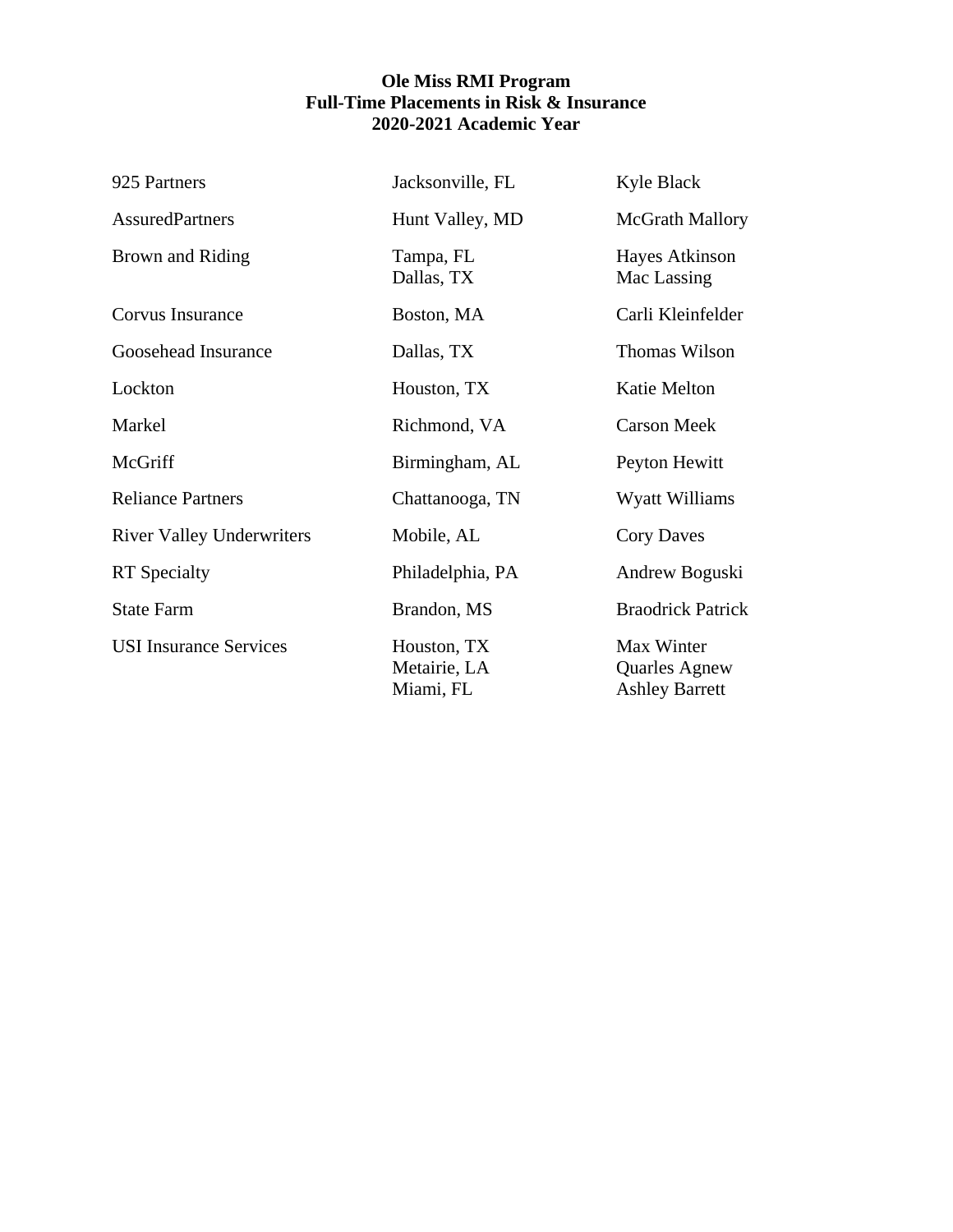**Ole Miss RMI Program**
**Full-Time Placements in Risk & Insurance**
**2020-2021 Academic Year**

| Company | Location | Name |
| --- | --- | --- |
| 925 Partners | Jacksonville, FL | Kyle Black |
| AssuredPartners | Hunt Valley, MD | McGrath Mallory |
| Brown and Riding | Tampa, FL | Hayes Atkinson |
| | Dallas, TX | Mac Lassing |
| Corvus Insurance | Boston, MA | Carli Kleinfelder |
| Goosehead Insurance | Dallas, TX | Thomas Wilson |
| Lockton | Houston, TX | Katie Melton |
| Markel | Richmond, VA | Carson Meek |
| McGriff | Birmingham, AL | Peyton Hewitt |
| Reliance Partners | Chattanooga, TN | Wyatt Williams |
| River Valley Underwriters | Mobile, AL | Cory Daves |
| RT Specialty | Philadelphia, PA | Andrew Boguski |
| State Farm | Brandon, MS | Braodrick Patrick |
| USI Insurance Services | Houston, TX | Max Winter |
| | Metairie, LA | Quarles Agnew |
| | Miami, FL | Ashley Barrett |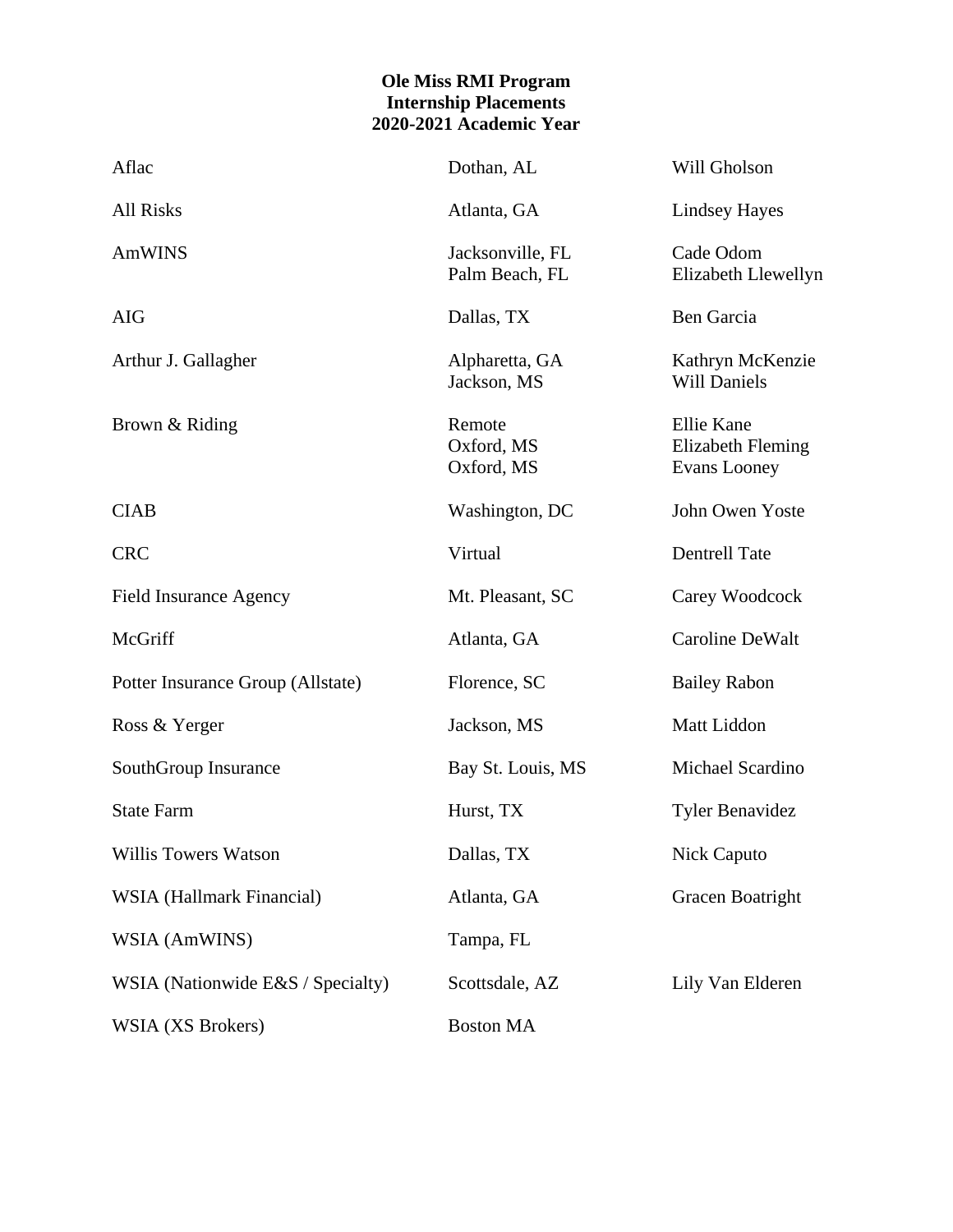**Ole Miss RMI Program**
**Internship Placements**
**2020-2021 Academic Year**

| | | |
|---|---|---|
| Aflac | Dothan, AL | Will Gholson |
| All Risks | Atlanta, GA | Lindsey Hayes |
| AmWINS | Jacksonville, FL<br>Palm Beach, FL | Cade Odom<br>Elizabeth Llewellyn |
| AIG | Dallas, TX | Ben Garcia |
| Arthur J. Gallagher | Alpharetta, GA<br>Jackson, MS | Kathryn McKenzie<br>Will Daniels |
| Brown & Riding | Remote<br>Oxford, MS<br>Oxford, MS | Ellie Kane<br>Elizabeth Fleming<br>Evans Looney |
| CIAB | Washington, DC | John Owen Yoste |
| CRC | Virtual | Dentrell Tate |
| Field Insurance Agency | Mt. Pleasant, SC | Carey Woodcock |
| McGriff | Atlanta, GA | Caroline DeWalt |
| Potter Insurance Group (Allstate) | Florence, SC | Bailey Rabon |
| Ross & Yerger | Jackson, MS | Matt Liddon |
| SouthGroup Insurance | Bay St. Louis, MS | Michael Scardino |
| State Farm | Hurst, TX | Tyler Benavidez |
| Willis Towers Watson | Dallas, TX | Nick Caputo |
| WSIA (Hallmark Financial) | Atlanta, GA | Gracen Boatright |
| WSIA (AmWINS) | Tampa, FL | |
| WSIA (Nationwide E&S / Specialty) | Scottsdale, AZ | Lily Van Elderen |
| WSIA (XS Brokers) | Boston MA | |